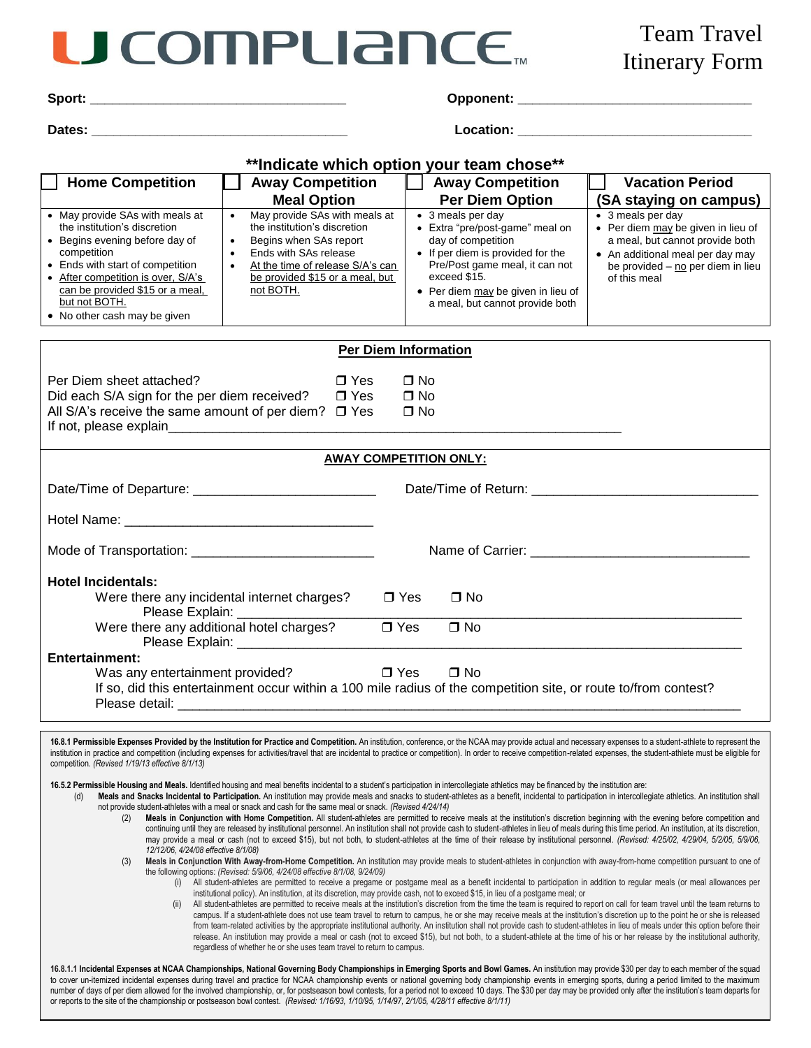# U COMPLIANCE™

# Team Travel Itinerary Form

**Sport:** ___________________________________ **Opponent:** ________________________________

**Dates:** ___________________________________ **Location:** ________________________________

**Indicate which option your team chose**

| ☐ Home Competition | ☐ Away Competition Meal Option | ☐ Away Competition Per Diem Option | ☐ Vacation Period (SA staying on campus) |
|---|---|---|---|
| • May provide SAs with meals at the institution's discretion<br>• Begins evening before day of competition<br>• Ends with start of competition<br>• After competition is over, S/A's can be provided $15 or a meal, but not BOTH.<br>• No other cash may be given | • May provide SAs with meals at the institution's discretion<br>• Begins when SAs report<br>• Ends with SAs release<br>• At the time of release S/A's can be provided $15 or a meal, but not BOTH. | • 3 meals per day<br>• Extra "pre/post-game" meal on day of competition<br>• If per diem is provided for the Pre/Post game meal, it can not exceed $15.<br>• Per diem may be given in lieu of a meal, but cannot provide both | • 3 meals per day<br>• Per diem may be given in lieu of a meal, but cannot provide both<br>• An additional meal per day may be provided – no per diem in lieu of this meal |

## Per Diem Information

Per Diem sheet attached? ☐ Yes ☐ No

Did each S/A sign for the per diem received? ☐ Yes ☐ No

All S/A's receive the same amount of per diem? ☐ Yes ☐ No

If not, please explain_____________________________________________________________

## AWAY COMPETITION ONLY:

Date/Time of Departure: ________________________ Date/Time of Return: ____________________________

Hotel Name: ________________________________

Mode of Transportation: ________________________ Name of Carrier: ____________________________

**Hotel Incidentals:**

Were there any incidental internet charges? ☐ Yes ☐ No

Please Explain: ___________________________________________________________________

Were there any additional hotel charges? ☐ Yes ☐ No

Please Explain: ___________________________________________________________________

**Entertainment:**

Was any entertainment provided? ☐ Yes ☐ No

If so, did this entertainment occur within a 100 mile radius of the competition site, or route to/from contest?

Please detail: ___________________________________________________________________

---

**16.8.1 Permissible Expenses Provided by the Institution for Practice and Competition.** An institution, conference, or the NCAA may provide actual and necessary expenses to a student-athlete to represent the institution in practice and competition (including expenses for activities/travel that are incidental to practice or competition). In order to receive competition-related expenses, the student-athlete must be eligible for competition. *(Revised 1/19/13 effective 8/1/13)*

**16.5.2 Permissible Housing and Meals.** Identified housing and meal benefits incidental to a student's participation in intercollegiate athletics may be financed by the institution are:

(d) **Meals and Snacks Incidental to Participation.** An institution may provide meals and snacks to student-athletes as a benefit, incidental to participation in intercollegiate athletics. An institution shall not provide student-athletes with a meal or snack and cash for the same meal or snack. *(Revised 4/24/14)*

(2) **Meals in Conjunction with Home Competition.** All student-athletes are permitted to receive meals at the institution's discretion beginning with the evening before competition and continuing until they are released by institutional personnel. An institution shall not provide cash to student-athletes in lieu of meals during this time period. An institution, at its discretion, may provide a meal or cash (not to exceed $15), but not both, to student-athletes at the time of their release by institutional personnel. *(Revised: 4/25/02, 4/29/04, 5/2/05, 5/9/06, 12/12/06, 4/24/08 effective 8/1/08)*

(3) **Meals in Conjunction With Away-from-Home Competition.** An institution may provide meals to student-athletes in conjunction with away-from-home competition pursuant to one of the following options: *(Revised: 5/9/06, 4/24/08 effective 8/1/08, 9/24/09)*

(i) All student-athletes are permitted to receive a pregame or postgame meal as a benefit incidental to participation in addition to regular meals (or meal allowances per institutional policy). An institution, at its discretion, may provide cash, not to exceed $15, in lieu of a postgame meal; or

(ii) All student-athletes are permitted to receive meals at the institution's discretion from the time the team is required to report on call for team travel until the team returns to campus. If a student-athlete does not use team travel to return to campus, he or she may receive meals at the institution's discretion up to the point he or she is released from team-related activities by the appropriate institutional authority. An institution shall not provide cash to student-athletes in lieu of meals under this option before their release. An institution may provide a meal or cash (not to exceed $15), but not both, to a student-athlete at the time of his or her release by the institutional authority, regardless of whether he or she uses team travel to return to campus.

**16.8.1.1 Incidental Expenses at NCAA Championships, National Governing Body Championships in Emerging Sports and Bowl Games.** An institution may provide $30 per day to each member of the squad to cover un-itemized incidental expenses during travel and practice for NCAA championship events or national governing body championship events in emerging sports, during a period limited to the maximum number of days of per diem allowed for the involved championship, or, for postseason bowl contests, for a period not to exceed 10 days. The $30 per day may be provided only after the institution's team departs for or reports to the site of the championship or postseason bowl contest. *(Revised: 1/16/93, 1/10/95, 1/14/97, 2/1/05, 4/28/11 effective 8/1/11)*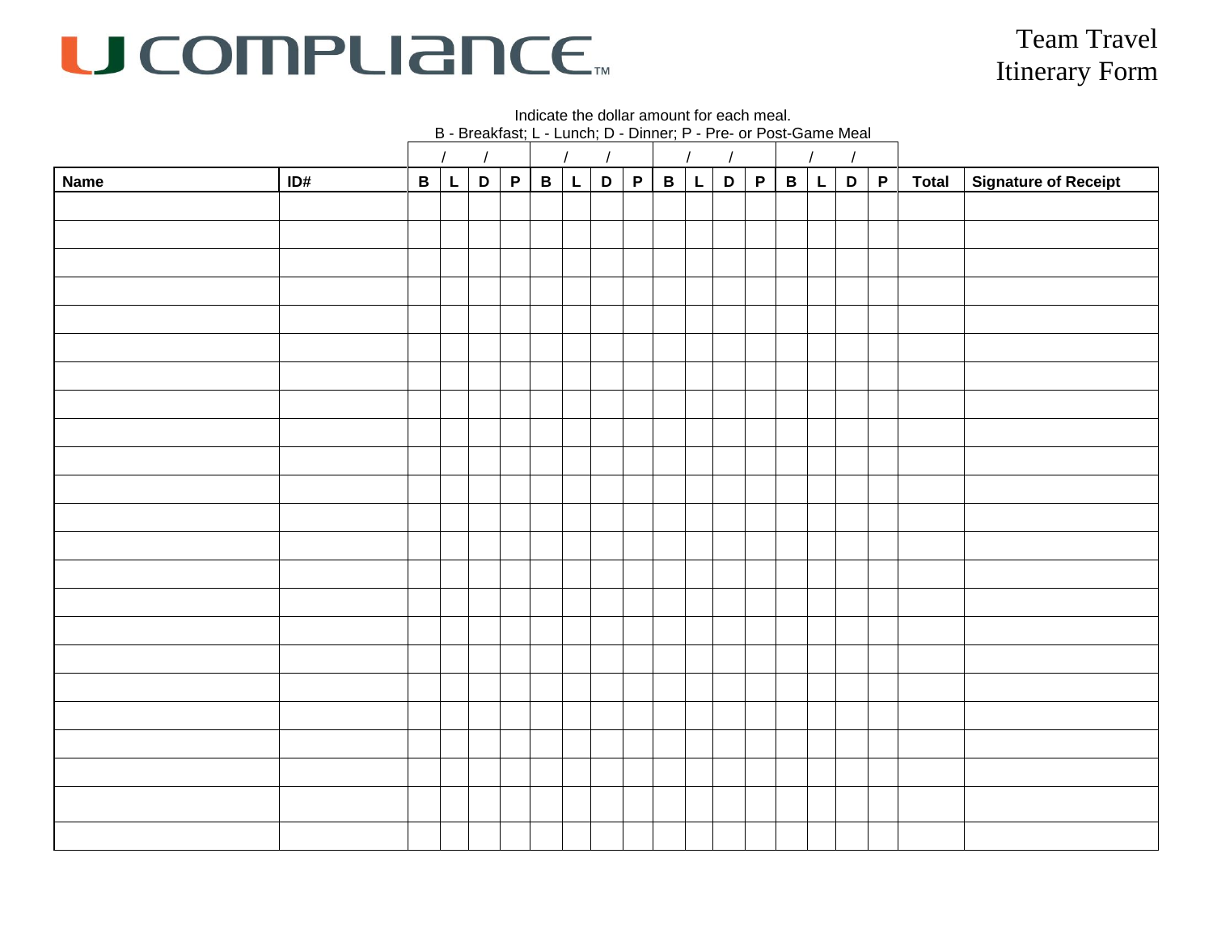U COMPLIANCE™

# Team Travel Itinerary Form

Indicate the dollar amount for each meal.
B - Breakfast; L - Lunch; D - Dinner; P - Pre- or Post-Game Meal

| | | / / | | | | / / | | | | / / | | | | / / | | | | | |
|---|---|---|---|---|---|---|---|---|---|---|---|---|---|---|---|---|---|---|---|---|---|
| **Name** | **ID#** | **B** | **L** | **D** | **P** | **B** | **L** | **D** | **P** | **B** | **L** | **D** | **P** | **B** | **L** | **D** | **P** | **Total** | **Signature of Receipt** |
| | | | | | | | | | | | | | | | | | | | |
| | | | | | | | | | | | | | | | | | | | |
| | | | | | | | | | | | | | | | | | | | |
| | | | | | | | | | | | | | | | | | | | |
| | | | | | | | | | | | | | | | | | | | |
| | | | | | | | | | | | | | | | | | | | |
| | | | | | | | | | | | | | | | | | | | |
| | | | | | | | | | | | | | | | | | | | |
| | | | | | | | | | | | | | | | | | | | |
| | | | | | | | | | | | | | | | | | | | |
| | | | | | | | | | | | | | | | | | | | |
| | | | | | | | | | | | | | | | | | | | |
| | | | | | | | | | | | | | | | | | | | |
| | | | | | | | | | | | | | | | | | | | |
| | | | | | | | | | | | | | | | | | | | |
| | | | | | | | | | | | | | | | | | | | |
| | | | | | | | | | | | | | | | | | | | |
| | | | | | | | | | | | | | | | | | | | |
| | | | | | | | | | | | | | | | | | | | |
| | | | | | | | | | | | | | | | | | | | |
| | | | | | | | | | | | | | | | | | | | |
| | | | | | | | | | | | | | | | | | | | |
| | | | | | | | | | | | | | | | | | | | |